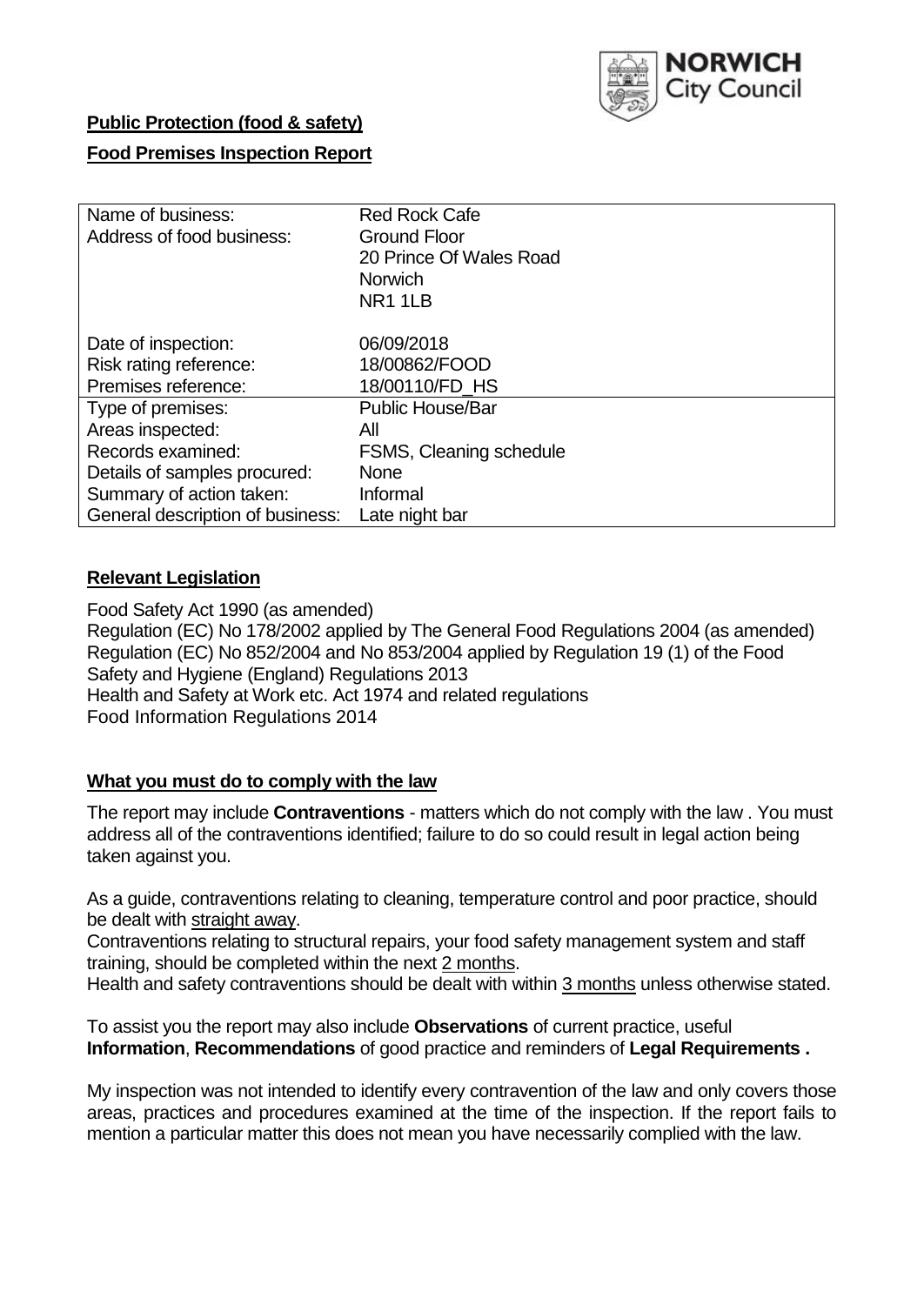NORWICH City Council

**Public Protection (food & safety)**

**Food Premises Inspection Report**

| | |
|---|---|
| Name of business: | Red Rock Cafe |
| Address of food business: | Ground Floor<br>20 Prince Of Wales Road<br>Norwich<br>NR1 1LB |
| Date of inspection: | 06/09/2018 |
| Risk rating reference: | 18/00862/FOOD |
| Premises reference: | 18/00110/FD_HS |
| Type of premises: | Public House/Bar |
| Areas inspected: | All |
| Records examined: | FSMS, Cleaning schedule |
| Details of samples procured: | None |
| Summary of action taken: | Informal |
| General description of business: | Late night bar |

## Relevant Legislation

Food Safety Act 1990 (as amended)
Regulation (EC) No 178/2002 applied by The General Food Regulations 2004 (as amended)
Regulation (EC) No 852/2004 and No 853/2004 applied by Regulation 19 (1) of the Food Safety and Hygiene (England) Regulations 2013
Health and Safety at Work etc. Act 1974 and related regulations
Food Information Regulations 2014

## What you must do to comply with the law

The report may include **Contraventions** - matters which do not comply with the law . You must address all of the contraventions identified; failure to do so could result in legal action being taken against you.

As a guide, contraventions relating to cleaning, temperature control and poor practice, should be dealt with straight away.
Contraventions relating to structural repairs, your food safety management system and staff training, should be completed within the next 2 months.
Health and safety contraventions should be dealt with within 3 months unless otherwise stated.

To assist you the report may also include **Observations** of current practice, useful **Information**, **Recommendations** of good practice and reminders of **Legal Requirements .**

My inspection was not intended to identify every contravention of the law and only covers those areas, practices and procedures examined at the time of the inspection. If the report fails to mention a particular matter this does not mean you have necessarily complied with the law.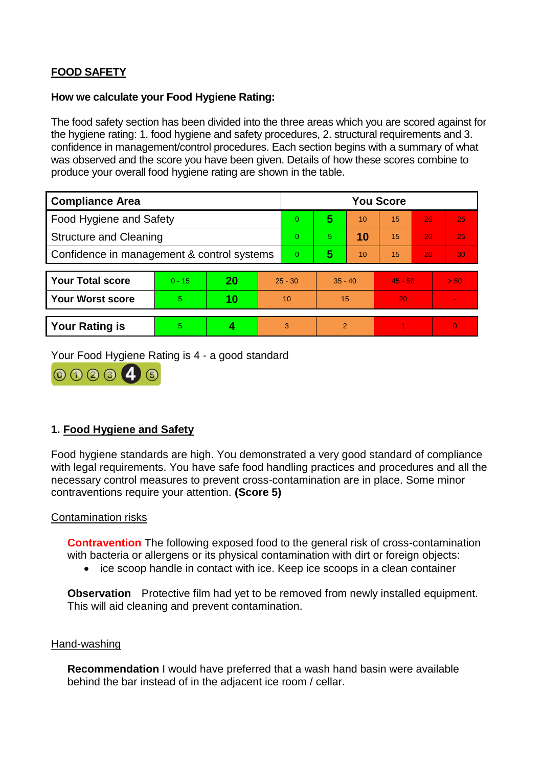**FOOD SAFETY**

**How we calculate your Food Hygiene Rating:**

The food safety section has been divided into the three areas which you are scored against for the hygiene rating: 1. food hygiene and safety procedures, 2. structural requirements and 3. confidence in management/control procedures. Each section begins with a summary of what was observed and the score you have been given. Details of how these scores combine to produce your overall food hygiene rating are shown in the table.

| Compliance Area | You Score | | | | | |
|---|---|---|---|---|---|---|
| Food Hygiene and Safety | 0 | **5** | 10 | 15 | 20 | 25 |
| Structure and Cleaning | 0 | 5 | **10** | 15 | 20 | 25 |
| Confidence in management & control systems | 0 | **5** | 10 | 15 | 20 | 30 |

| | | | | | | |
|---|---|---|---|---|---|---|
| **Your Total score** | 0 - 15 | **20** | 25 - 30 | 35 - 40 | 45 - 50 | > 50 |
| **Your Worst score** | 5 | **10** | 10 | 15 | 20 | - |

| | | | | | | |
|---|---|---|---|---|---|---|
| **Your Rating is** | 5 | **4** | 3 | 2 | 1 | 0 |

Your Food Hygiene Rating is 4 - a good standard

## 1. Food Hygiene and Safety

Food hygiene standards are high. You demonstrated a very good standard of compliance with legal requirements. You have safe food handling practices and procedures and all the necessary control measures to prevent cross-contamination are in place. Some minor contraventions require your attention. **(Score 5)**

### Contamination risks

**Contravention** The following exposed food to the general risk of cross-contamination with bacteria or allergens or its physical contamination with dirt or foreign objects:

- ice scoop handle in contact with ice. Keep ice scoops in a clean container

**Observation** Protective film had yet to be removed from newly installed equipment. This will aid cleaning and prevent contamination.

### Hand-washing

**Recommendation** I would have preferred that a wash hand basin were available behind the bar instead of in the adjacent ice room / cellar.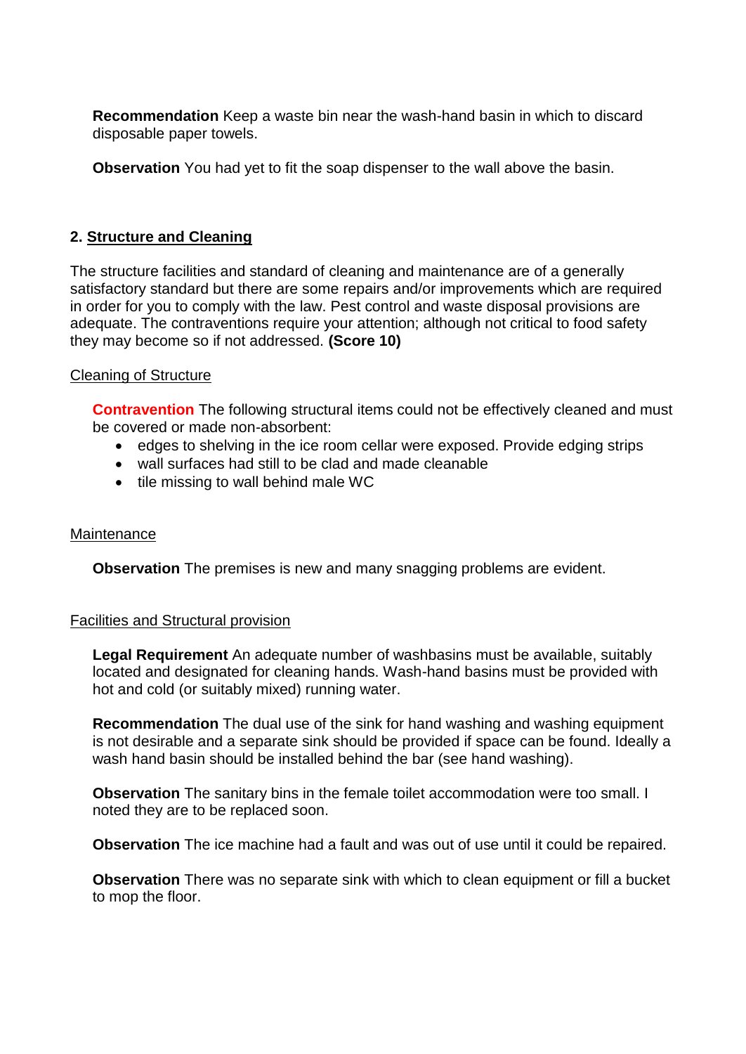**Recommendation** Keep a waste bin near the wash-hand basin in which to discard disposable paper towels.

**Observation** You had yet to fit the soap dispenser to the wall above the basin.

## 2. Structure and Cleaning

The structure facilities and standard of cleaning and maintenance are of a generally satisfactory standard but there are some repairs and/or improvements which are required in order for you to comply with the law. Pest control and waste disposal provisions are adequate. The contraventions require your attention; although not critical to food safety they may become so if not addressed. **(Score 10)**

### Cleaning of Structure

**Contravention** The following structural items could not be effectively cleaned and must be covered or made non-absorbent:

- edges to shelving in the ice room cellar were exposed. Provide edging strips
- wall surfaces had still to be clad and made cleanable
- tile missing to wall behind male WC

### Maintenance

**Observation** The premises is new and many snagging problems are evident.

### Facilities and Structural provision

**Legal Requirement** An adequate number of washbasins must be available, suitably located and designated for cleaning hands. Wash-hand basins must be provided with hot and cold (or suitably mixed) running water.

**Recommendation** The dual use of the sink for hand washing and washing equipment is not desirable and a separate sink should be provided if space can be found. Ideally a wash hand basin should be installed behind the bar (see hand washing).

**Observation** The sanitary bins in the female toilet accommodation were too small. I noted they are to be replaced soon.

**Observation** The ice machine had a fault and was out of use until it could be repaired.

**Observation** There was no separate sink with which to clean equipment or fill a bucket to mop the floor.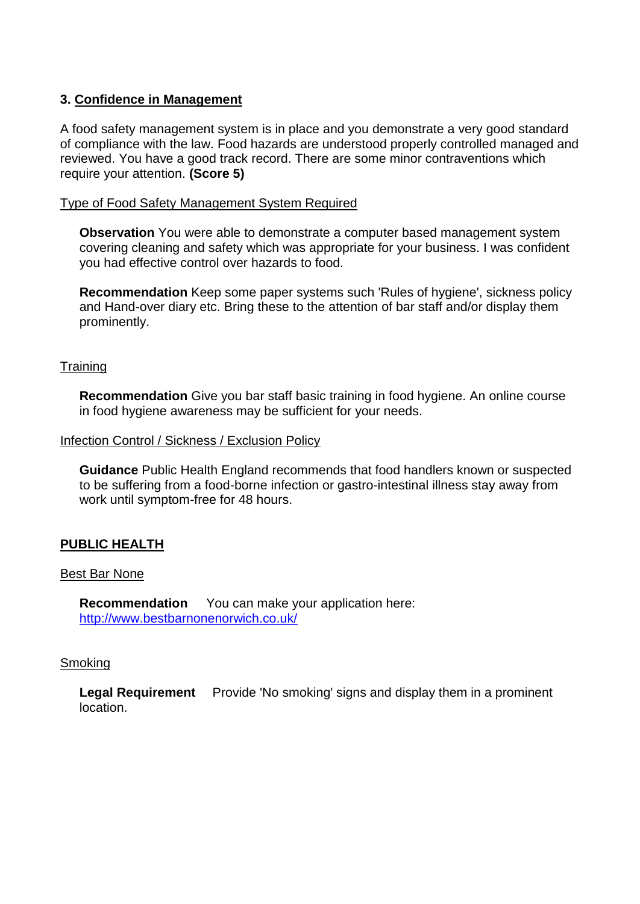### 3. Confidence in Management

A food safety management system is in place and you demonstrate a very good standard of compliance with the law. Food hazards are understood properly controlled managed and reviewed. You have a good track record. There are some minor contraventions which require your attention. **(Score 5)**

Type of Food Safety Management System Required

**Observation** You were able to demonstrate a computer based management system covering cleaning and safety which was appropriate for your business. I was confident you had effective control over hazards to food.

**Recommendation** Keep some paper systems such 'Rules of hygiene', sickness policy and Hand-over diary etc. Bring these to the attention of bar staff and/or display them prominently.

Training

**Recommendation** Give you bar staff basic training in food hygiene. An online course in food hygiene awareness may be sufficient for your needs.

Infection Control / Sickness / Exclusion Policy

**Guidance** Public Health England recommends that food handlers known or suspected to be suffering from a food-borne infection or gastro-intestinal illness stay away from work until symptom-free for 48 hours.

## PUBLIC HEALTH

Best Bar None

**Recommendation** You can make your application here: [http://www.bestbarnonenorwich.co.uk/](http://www.bestbarnonenorwich.co.uk/)

Smoking

**Legal Requirement** Provide 'No smoking' signs and display them in a prominent location.